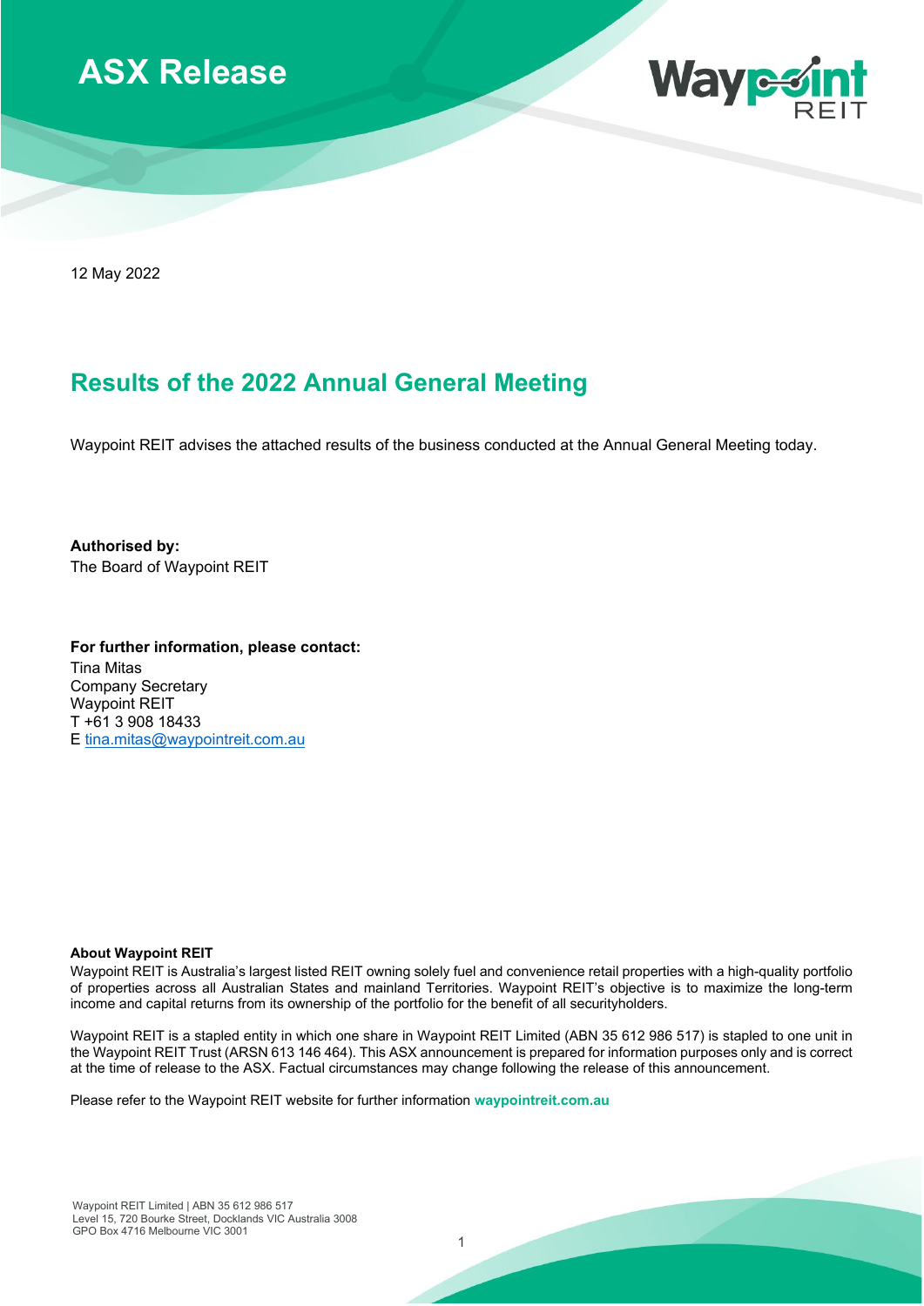# ASX Release

12 May 2022

## Results of the 2022 Annual General Meeting

Waypoint REIT advises the attached results of the business conducted at the Annual General Meeting today.

**Authorised by:**
The Board of Waypoint REIT

**For further information, please contact:**
Tina Mitas
Company Secretary
Waypoint REIT
T +61 3 908 18433
E tina.mitas@waypointreit.com.au

**About Waypoint REIT**
Waypoint REIT is Australia's largest listed REIT owning solely fuel and convenience retail properties with a high-quality portfolio of properties across all Australian States and mainland Territories. Waypoint REIT's objective is to maximize the long-term income and capital returns from its ownership of the portfolio for the benefit of all securityholders.

Waypoint REIT is a stapled entity in which one share in Waypoint REIT Limited (ABN 35 612 986 517) is stapled to one unit in the Waypoint REIT Trust (ARSN 613 146 464). This ASX announcement is prepared for information purposes only and is correct at the time of release to the ASX. Factual circumstances may change following the release of this announcement.

Please refer to the Waypoint REIT website for further information **waypointreit.com.au**

Waypoint REIT Limited | ABN 35 612 986 517
Level 15, 720 Bourke Street, Docklands VIC Australia 3008
GPO Box 4716 Melbourne VIC 3001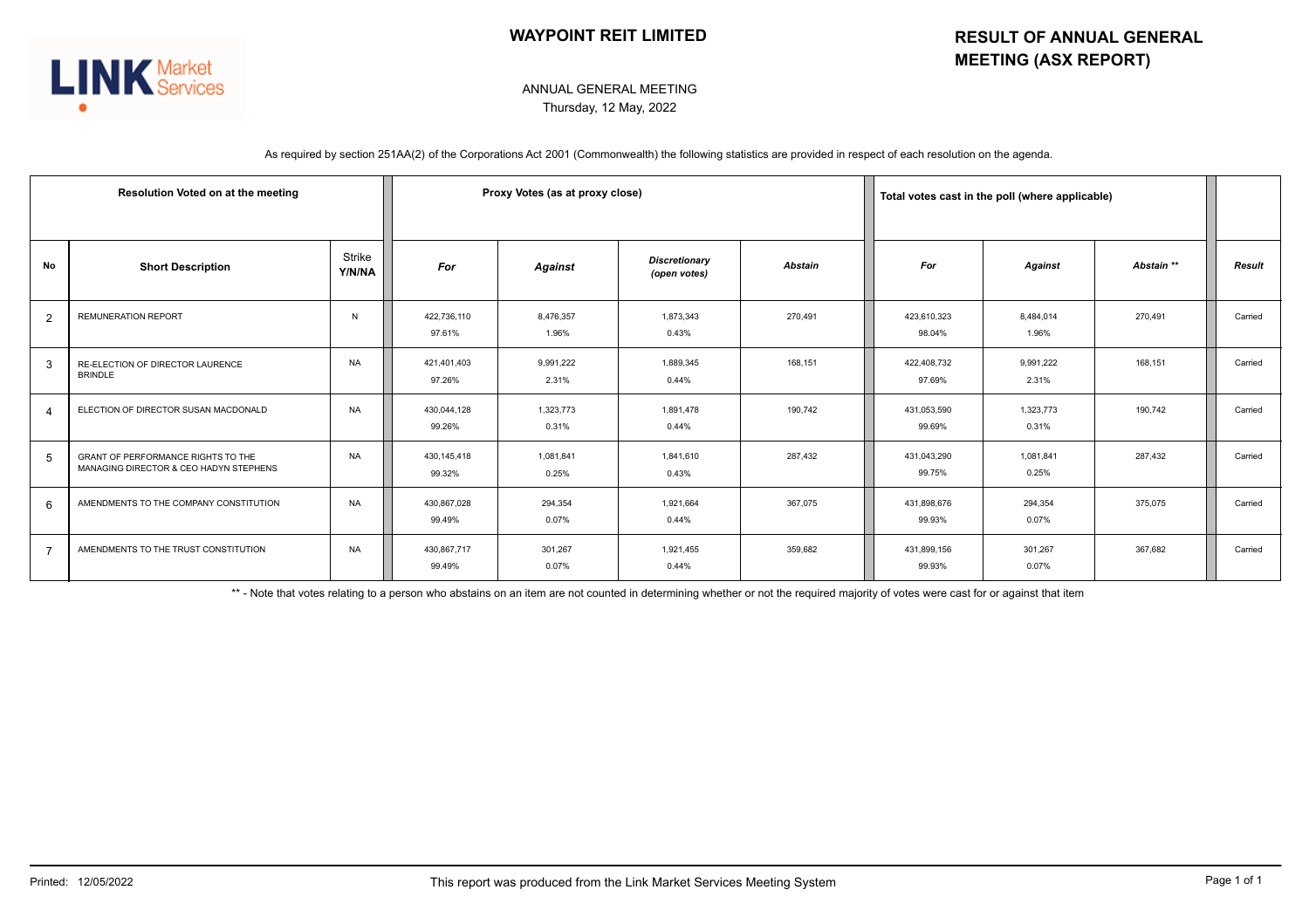# WAYPOINT REIT LIMITED

## RESULT OF ANNUAL GENERAL MEETING (ASX REPORT)

ANNUAL GENERAL MEETING
Thursday, 12 May, 2022

As required by section 251AA(2) of the Corporations Act 2001 (Commonwealth) the following statistics are provided in respect of each resolution on the agenda.

| Resolution Voted on at the meeting | | | Proxy Votes (as at proxy close) | | | | Total votes cast in the poll (where applicable) | | | |
|---|---|---|---|---|---|---|---|---|---|---|
| **No** | **Short Description** | **Strike Y/N/NA** | ***For*** | ***Against*** | ***Discretionary (open votes)*** | ***Abstain*** | ***For*** | ***Against*** | ***Abstain \*\**** | ***Result*** |
| 2 | REMUNERATION REPORT | N | 422,736,110 97.61% | 8,476,357 1.96% | 1,873,343 0.43% | 270,491 | 423,610,323 98.04% | 8,484,014 1.96% | 270,491 | Carried |
| 3 | RE-ELECTION OF DIRECTOR LAURENCE BRINDLE | NA | 421,401,403 97.26% | 9,991,222 2.31% | 1,889,345 0.44% | 168,151 | 422,408,732 97.69% | 9,991,222 2.31% | 168,151 | Carried |
| 4 | ELECTION OF DIRECTOR SUSAN MACDONALD | NA | 430,044,128 99.26% | 1,323,773 0.31% | 1,891,478 0.44% | 190,742 | 431,053,590 99.69% | 1,323,773 0.31% | 190,742 | Carried |
| 5 | GRANT OF PERFORMANCE RIGHTS TO THE MANAGING DIRECTOR & CEO HADYN STEPHENS | NA | 430,145,418 99.32% | 1,081,841 0.25% | 1,841,610 0.43% | 287,432 | 431,043,290 99.75% | 1,081,841 0.25% | 287,432 | Carried |
| 6 | AMENDMENTS TO THE COMPANY CONSTITUTION | NA | 430,867,028 99.49% | 294,354 0.07% | 1,921,664 0.44% | 367,075 | 431,898,676 99.93% | 294,354 0.07% | 375,075 | Carried |
| 7 | AMENDMENTS TO THE TRUST CONSTITUTION | NA | 430,867,717 99.49% | 301,267 0.07% | 1,921,455 0.44% | 359,682 | 431,899,156 99.93% | 301,267 0.07% | 367,682 | Carried |

** - Note that votes relating to a person who abstains on an item are not counted in determining whether or not the required majority of votes were cast for or against that item

Printed: 12/05/2022

This report was produced from the Link Market Services Meeting System